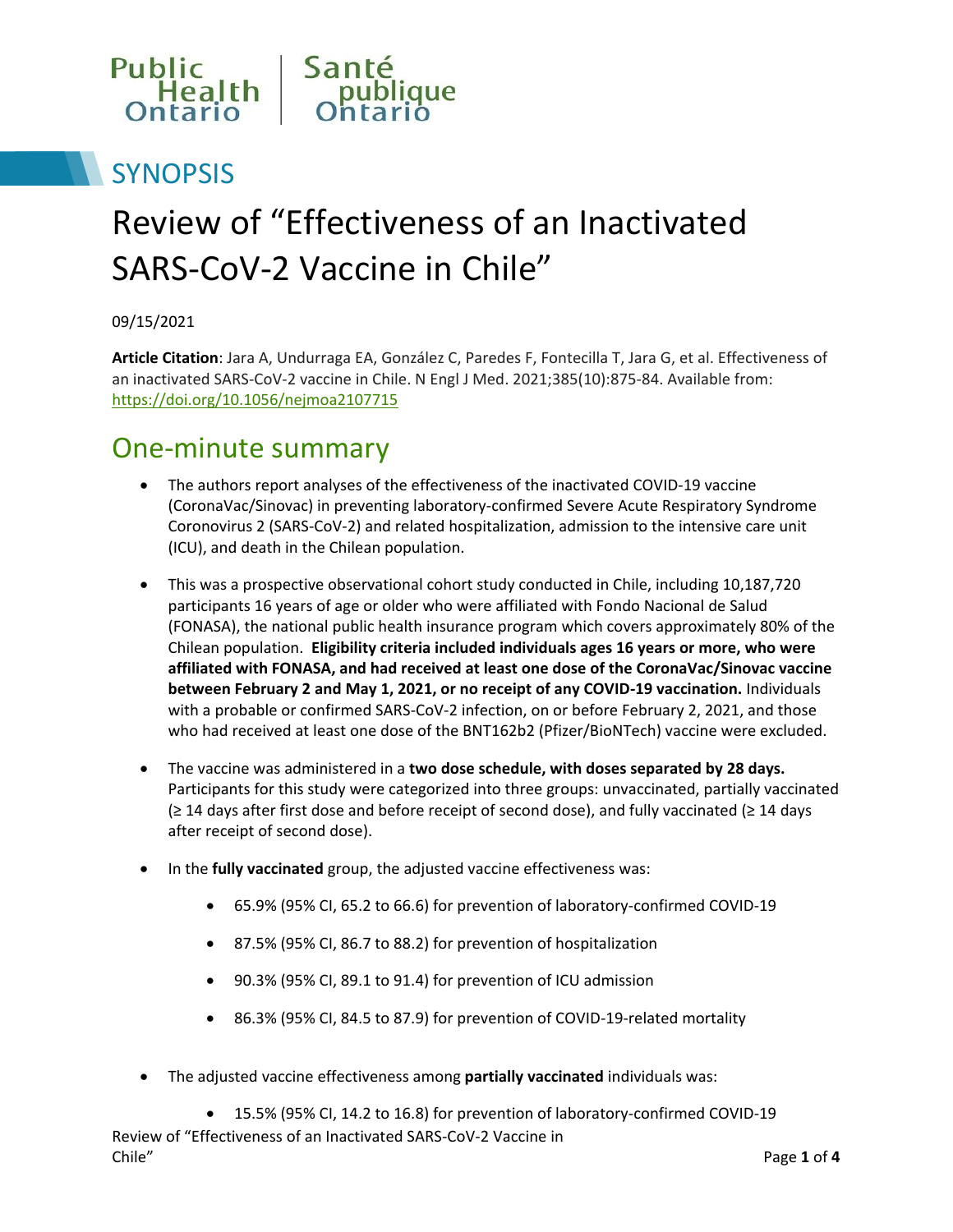Public Health Ontario | Santé publique Ontario

# SYNOPSIS

# Review of "Effectiveness of an Inactivated SARS-CoV-2 Vaccine in Chile"

09/15/2021

**Article Citation**: Jara A, Undurraga EA, González C, Paredes F, Fontecilla T, Jara G, et al. Effectiveness of an inactivated SARS-CoV-2 vaccine in Chile. N Engl J Med. 2021;385(10):875-84. Available from: https://doi.org/10.1056/nejmoa2107715

## One-minute summary

- The authors report analyses of the effectiveness of the inactivated COVID-19 vaccine (CoronaVac/Sinovac) in preventing laboratory-confirmed Severe Acute Respiratory Syndrome Coronovirus 2 (SARS-CoV-2) and related hospitalization, admission to the intensive care unit (ICU), and death in the Chilean population.
- This was a prospective observational cohort study conducted in Chile, including 10,187,720 participants 16 years of age or older who were affiliated with Fondo Nacional de Salud (FONASA), the national public health insurance program which covers approximately 80% of the Chilean population. **Eligibility criteria included individuals ages 16 years or more, who were affiliated with FONASA, and had received at least one dose of the CoronaVac/Sinovac vaccine between February 2 and May 1, 2021, or no receipt of any COVID-19 vaccination.** Individuals with a probable or confirmed SARS-CoV-2 infection, on or before February 2, 2021, and those who had received at least one dose of the BNT162b2 (Pfizer/BioNTech) vaccine were excluded.
- The vaccine was administered in a **two dose schedule, with doses separated by 28 days.** Participants for this study were categorized into three groups: unvaccinated, partially vaccinated (≥ 14 days after first dose and before receipt of second dose), and fully vaccinated (≥ 14 days after receipt of second dose).
- In the **fully vaccinated** group, the adjusted vaccine effectiveness was:
  - 65.9% (95% CI, 65.2 to 66.6) for prevention of laboratory-confirmed COVID-19
  - 87.5% (95% CI, 86.7 to 88.2) for prevention of hospitalization
  - 90.3% (95% CI, 89.1 to 91.4) for prevention of ICU admission
  - 86.3% (95% CI, 84.5 to 87.9) for prevention of COVID-19-related mortality
- The adjusted vaccine effectiveness among **partially vaccinated** individuals was:
  - 15.5% (95% CI, 14.2 to 16.8) for prevention of laboratory-confirmed COVID-19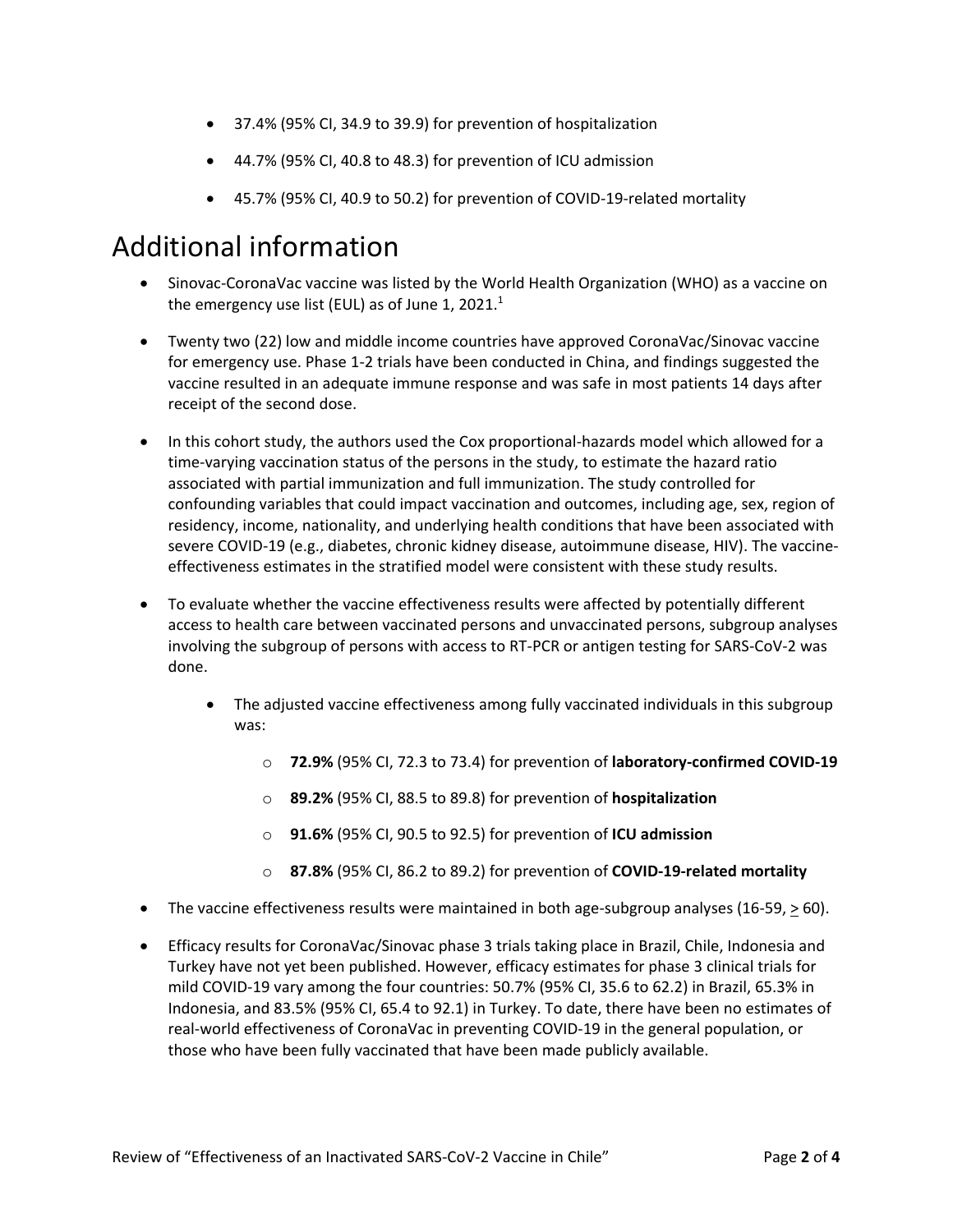- 37.4% (95% CI, 34.9 to 39.9) for prevention of hospitalization
- 44.7% (95% CI, 40.8 to 48.3) for prevention of ICU admission
- 45.7% (95% CI, 40.9 to 50.2) for prevention of COVID-19-related mortality

# Additional information

- Sinovac-CoronaVac vaccine was listed by the World Health Organization (WHO) as a vaccine on the emergency use list (EUL) as of June 1, 2021.[1]
- Twenty two (22) low and middle income countries have approved CoronaVac/Sinovac vaccine for emergency use. Phase 1-2 trials have been conducted in China, and findings suggested the vaccine resulted in an adequate immune response and was safe in most patients 14 days after receipt of the second dose.
- In this cohort study, the authors used the Cox proportional-hazards model which allowed for a time-varying vaccination status of the persons in the study, to estimate the hazard ratio associated with partial immunization and full immunization. The study controlled for confounding variables that could impact vaccination and outcomes, including age, sex, region of residency, income, nationality, and underlying health conditions that have been associated with severe COVID-19 (e.g., diabetes, chronic kidney disease, autoimmune disease, HIV). The vaccine-effectiveness estimates in the stratified model were consistent with these study results.
- To evaluate whether the vaccine effectiveness results were affected by potentially different access to health care between vaccinated persons and unvaccinated persons, subgroup analyses involving the subgroup of persons with access to RT-PCR or antigen testing for SARS-CoV-2 was done.
    - The adjusted vaccine effectiveness among fully vaccinated individuals in this subgroup was:
        - **72.9%** (95% CI, 72.3 to 73.4) for prevention of **laboratory-confirmed COVID-19**
        - **89.2%** (95% CI, 88.5 to 89.8) for prevention of **hospitalization**
        - **91.6%** (95% CI, 90.5 to 92.5) for prevention of **ICU admission**
        - **87.8%** (95% CI, 86.2 to 89.2) for prevention of **COVID-19-related mortality**
- The vaccine effectiveness results were maintained in both age-subgroup analyses (16-59, $\geq$ 60).
- Efficacy results for CoronaVac/Sinovac phase 3 trials taking place in Brazil, Chile, Indonesia and Turkey have not yet been published. However, efficacy estimates for phase 3 clinical trials for mild COVID-19 vary among the four countries: 50.7% (95% CI, 35.6 to 62.2) in Brazil, 65.3% in Indonesia, and 83.5% (95% CI, 65.4 to 92.1) in Turkey. To date, there have been no estimates of real-world effectiveness of CoronaVac in preventing COVID-19 in the general population, or those who have been fully vaccinated that have been made publicly available.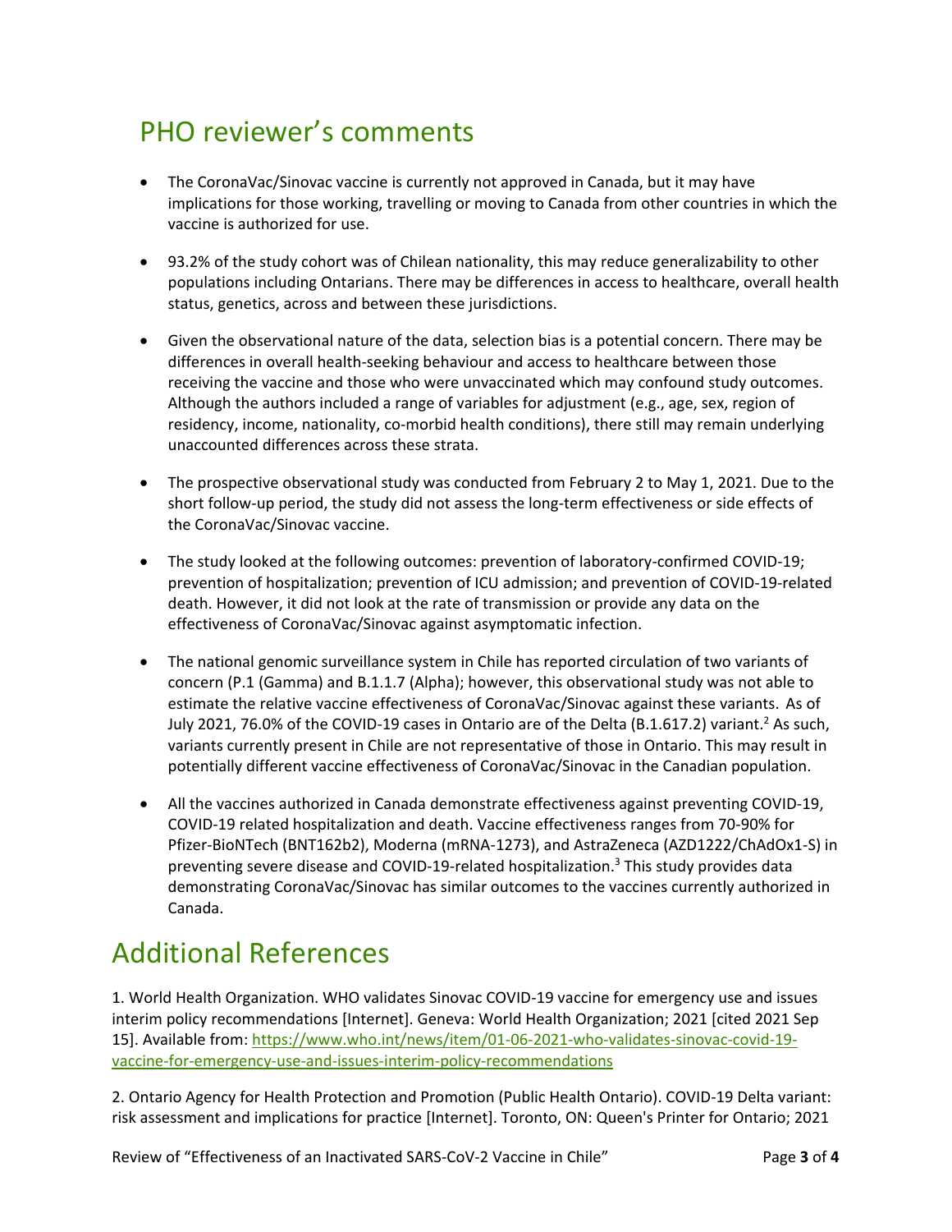# PHO reviewer's comments

- The CoronaVac/Sinovac vaccine is currently not approved in Canada, but it may have implications for those working, travelling or moving to Canada from other countries in which the vaccine is authorized for use.
- 93.2% of the study cohort was of Chilean nationality, this may reduce generalizability to other populations including Ontarians. There may be differences in access to healthcare, overall health status, genetics, across and between these jurisdictions.
- Given the observational nature of the data, selection bias is a potential concern. There may be differences in overall health-seeking behaviour and access to healthcare between those receiving the vaccine and those who were unvaccinated which may confound study outcomes. Although the authors included a range of variables for adjustment (e.g., age, sex, region of residency, income, nationality, co-morbid health conditions), there still may remain underlying unaccounted differences across these strata.
- The prospective observational study was conducted from February 2 to May 1, 2021. Due to the short follow-up period, the study did not assess the long-term effectiveness or side effects of the CoronaVac/Sinovac vaccine.
- The study looked at the following outcomes: prevention of laboratory-confirmed COVID-19; prevention of hospitalization; prevention of ICU admission; and prevention of COVID-19-related death. However, it did not look at the rate of transmission or provide any data on the effectiveness of CoronaVac/Sinovac against asymptomatic infection.
- The national genomic surveillance system in Chile has reported circulation of two variants of concern (P.1 (Gamma) and B.1.1.7 (Alpha); however, this observational study was not able to estimate the relative vaccine effectiveness of CoronaVac/Sinovac against these variants. As of July 2021, 76.0% of the COVID-19 cases in Ontario are of the Delta (B.1.617.2) variant.[2] As such, variants currently present in Chile are not representative of those in Ontario. This may result in potentially different vaccine effectiveness of CoronaVac/Sinovac in the Canadian population.
- All the vaccines authorized in Canada demonstrate effectiveness against preventing COVID-19, COVID-19 related hospitalization and death. Vaccine effectiveness ranges from 70-90% for Pfizer-BioNTech (BNT162b2), Moderna (mRNA-1273), and AstraZeneca (AZD1222/ChAdOx1-S) in preventing severe disease and COVID-19-related hospitalization.[3] This study provides data demonstrating CoronaVac/Sinovac has similar outcomes to the vaccines currently authorized in Canada.

# Additional References

1. World Health Organization. WHO validates Sinovac COVID-19 vaccine for emergency use and issues interim policy recommendations [Internet]. Geneva: World Health Organization; 2021 [cited 2021 Sep 15]. Available from: https://www.who.int/news/item/01-06-2021-who-validates-sinovac-covid-19-vaccine-for-emergency-use-and-issues-interim-policy-recommendations

2. Ontario Agency for Health Protection and Promotion (Public Health Ontario). COVID-19 Delta variant: risk assessment and implications for practice [Internet]. Toronto, ON: Queen's Printer for Ontario; 2021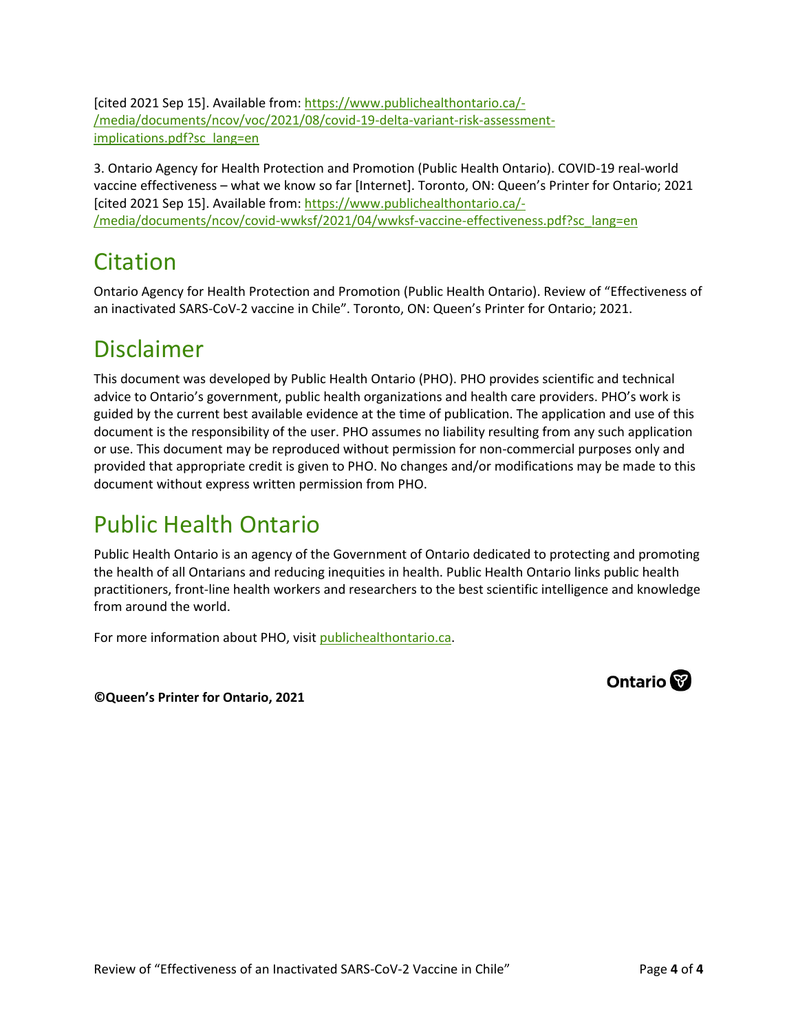[cited 2021 Sep 15]. Available from: https://www.publichealthontario.ca/-/media/documents/ncov/voc/2021/08/covid-19-delta-variant-risk-assessment-implications.pdf?sc_lang=en

3. Ontario Agency for Health Protection and Promotion (Public Health Ontario). COVID-19 real-world vaccine effectiveness – what we know so far [Internet]. Toronto, ON: Queen's Printer for Ontario; 2021 [cited 2021 Sep 15]. Available from: https://www.publichealthontario.ca/-/media/documents/ncov/covid-wwksf/2021/04/wwksf-vaccine-effectiveness.pdf?sc_lang=en

# Citation

Ontario Agency for Health Protection and Promotion (Public Health Ontario). Review of "Effectiveness of an inactivated SARS-CoV-2 vaccine in Chile". Toronto, ON: Queen's Printer for Ontario; 2021.

# Disclaimer

This document was developed by Public Health Ontario (PHO). PHO provides scientific and technical advice to Ontario's government, public health organizations and health care providers. PHO's work is guided by the current best available evidence at the time of publication. The application and use of this document is the responsibility of the user. PHO assumes no liability resulting from any such application or use. This document may be reproduced without permission for non-commercial purposes only and provided that appropriate credit is given to PHO. No changes and/or modifications may be made to this document without express written permission from PHO.

# Public Health Ontario

Public Health Ontario is an agency of the Government of Ontario dedicated to protecting and promoting the health of all Ontarians and reducing inequities in health. Public Health Ontario links public health practitioners, front-line health workers and researchers to the best scientific intelligence and knowledge from around the world.

For more information about PHO, visit publichealthontario.ca.

**©Queen's Printer for Ontario, 2021**

Ontario